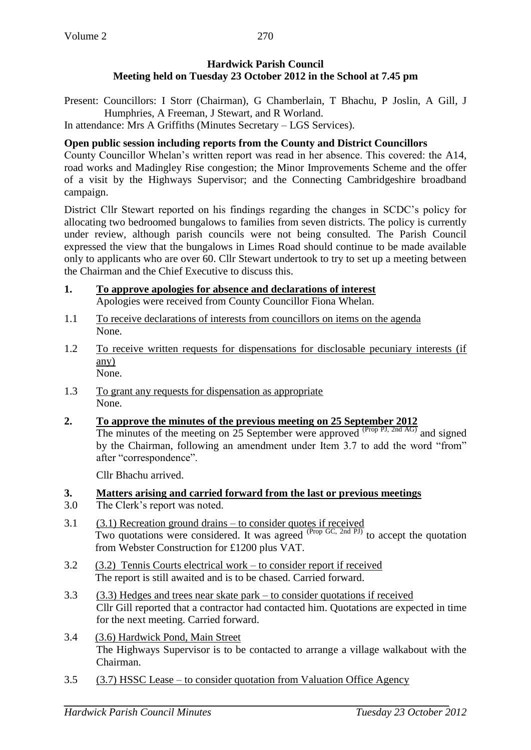**Hardwick Parish Council**
**Meeting held on Tuesday 23 October 2012 in the School at 7.45 pm**

Present: Councillors: I Storr (Chairman), G Chamberlain, T Bhachu, P Joslin, A Gill, J Humphries, A Freeman, J Stewart, and R Worland.

In attendance: Mrs A Griffiths (Minutes Secretary – LGS Services).

**Open public session including reports from the County and District Councillors**

County Councillor Whelan's written report was read in her absence. This covered: the A14, road works and Madingley Rise congestion; the Minor Improvements Scheme and the offer of a visit by the Highways Supervisor; and the Connecting Cambridgeshire broadband campaign.

District Cllr Stewart reported on his findings regarding the changes in SCDC's policy for allocating two bedroomed bungalows to families from seven districts. The policy is currently under review, although parish councils were not being consulted. The Parish Council expressed the view that the bungalows in Limes Road should continue to be made available only to applicants who are over 60. Cllr Stewart undertook to try to set up a meeting between the Chairman and the Chief Executive to discuss this.

**1. To approve apologies for absence and declarations of interest**

Apologies were received from County Councillor Fiona Whelan.

1.1 To receive declarations of interests from councillors on items on the agenda
None.

1.2 To receive written requests for dispensations for disclosable pecuniary interests (if any)
None.

1.3 To grant any requests for dispensation as appropriate
None.

**2. To approve the minutes of the previous meeting on 25 September 2012**

The minutes of the meeting on 25 September were approved (Prop PJ, 2nd AG) and signed by the Chairman, following an amendment under Item 3.7 to add the word "from" after "correspondence".

Cllr Bhachu arrived.

**3. Matters arising and carried forward from the last or previous meetings**

3.0 The Clerk's report was noted.

3.1 (3.1) Recreation ground drains – to consider quotes if received
Two quotations were considered. It was agreed (Prop GC, 2nd PJ) to accept the quotation from Webster Construction for £1200 plus VAT.

3.2 (3.2) Tennis Courts electrical work – to consider report if received
The report is still awaited and is to be chased. Carried forward.

3.3 (3.3) Hedges and trees near skate park – to consider quotations if received
Cllr Gill reported that a contractor had contacted him. Quotations are expected in time for the next meeting. Carried forward.

3.4 (3.6) Hardwick Pond, Main Street
The Highways Supervisor is to be contacted to arrange a village walkabout with the Chairman.

3.5 (3.7) HSSC Lease – to consider quotation from Valuation Office Agency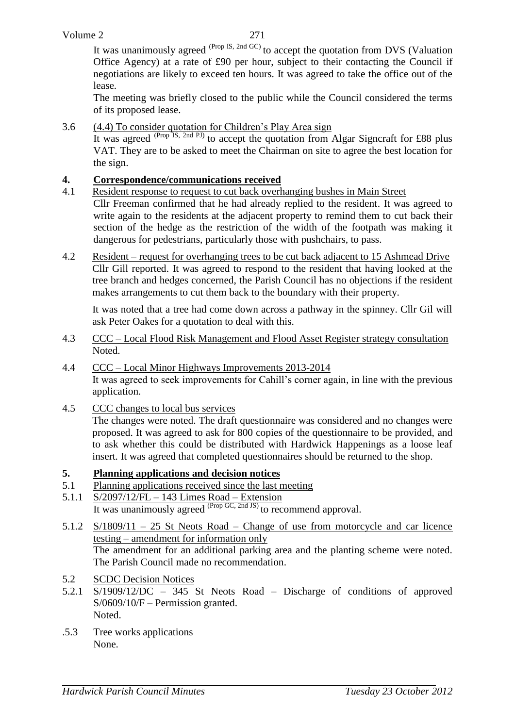It was unanimously agreed (Prop IS, 2nd GC) to accept the quotation from DVS (Valuation Office Agency) at a rate of £90 per hour, subject to their contacting the Council if negotiations are likely to exceed ten hours. It was agreed to take the office out of the lease.

The meeting was briefly closed to the public while the Council considered the terms of its proposed lease.

3.6 (4.4) To consider quotation for Children's Play Area sign

It was agreed (Prop IS, 2nd PJ) to accept the quotation from Algar Signcraft for £88 plus VAT. They are to be asked to meet the Chairman on site to agree the best location for the sign.

## 4. Correspondence/communications received

4.1 Resident response to request to cut back overhanging bushes in Main Street

Cllr Freeman confirmed that he had already replied to the resident. It was agreed to write again to the residents at the adjacent property to remind them to cut back their section of the hedge as the restriction of the width of the footpath was making it dangerous for pedestrians, particularly those with pushchairs, to pass.

4.2 Resident – request for overhanging trees to be cut back adjacent to 15 Ashmead Drive

Cllr Gill reported. It was agreed to respond to the resident that having looked at the tree branch and hedges concerned, the Parish Council has no objections if the resident makes arrangements to cut them back to the boundary with their property.

It was noted that a tree had come down across a pathway in the spinney. Cllr Gil will ask Peter Oakes for a quotation to deal with this.

4.3 CCC – Local Flood Risk Management and Flood Asset Register strategy consultation

Noted.

4.4 CCC – Local Minor Highways Improvements 2013-2014

It was agreed to seek improvements for Cahill's corner again, in line with the previous application.

4.5 CCC changes to local bus services

The changes were noted. The draft questionnaire was considered and no changes were proposed. It was agreed to ask for 800 copies of the questionnaire to be provided, and to ask whether this could be distributed with Hardwick Happenings as a loose leaf insert. It was agreed that completed questionnaires should be returned to the shop.

## 5. Planning applications and decision notices

5.1 Planning applications received since the last meeting

5.1.1 S/2097/12/FL – 143 Limes Road – Extension

It was unanimously agreed (Prop GC, 2nd JS) to recommend approval.

5.1.2 S/1809/11 – 25 St Neots Road – Change of use from motorcycle and car licence testing – amendment for information only

The amendment for an additional parking area and the planting scheme were noted. The Parish Council made no recommendation.

5.2 SCDC Decision Notices

5.2.1 S/1909/12/DC – 345 St Neots Road – Discharge of conditions of approved S/0609/10/F – Permission granted.

Noted.

.5.3 Tree works applications

None.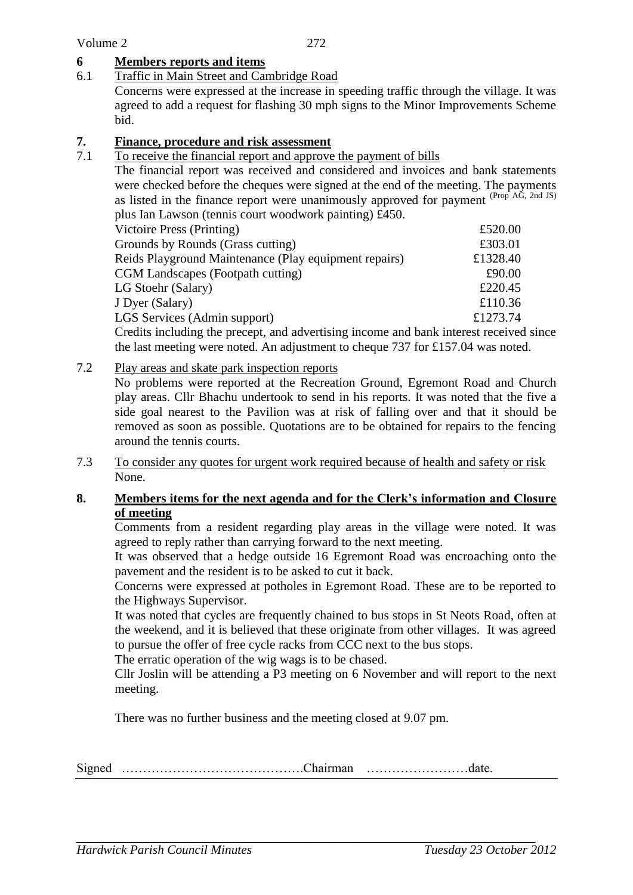## 6 Members reports and items

6.1 Traffic in Main Street and Cambridge Road

Concerns were expressed at the increase in speeding traffic through the village. It was agreed to add a request for flashing 30 mph signs to the Minor Improvements Scheme bid.

## 7. Finance, procedure and risk assessment

7.1 To receive the financial report and approve the payment of bills

The financial report was received and considered and invoices and bank statements were checked before the cheques were signed at the end of the meeting. The payments as listed in the finance report were unanimously approved for payment (Prop AG, 2nd JS) plus Ian Lawson (tennis court woodwork painting) £450.

| | |
|---|---|
| Victoire Press (Printing) | £520.00 |
| Grounds by Rounds (Grass cutting) | £303.01 |
| Reids Playground Maintenance (Play equipment repairs) | £1328.40 |
| CGM Landscapes (Footpath cutting) | £90.00 |
| LG Stoehr (Salary) | £220.45 |
| J Dyer (Salary) | £110.36 |
| LGS Services (Admin support) | £1273.74 |

Credits including the precept, and advertising income and bank interest received since the last meeting were noted. An adjustment to cheque 737 for £157.04 was noted.

7.2 Play areas and skate park inspection reports

No problems were reported at the Recreation Ground, Egremont Road and Church play areas. Cllr Bhachu undertook to send in his reports. It was noted that the five a side goal nearest to the Pavilion was at risk of falling over and that it should be removed as soon as possible. Quotations are to be obtained for repairs to the fencing around the tennis courts.

7.3 To consider any quotes for urgent work required because of health and safety or risk

None.

## 8. Members items for the next agenda and for the Clerk's information and Closure of meeting

Comments from a resident regarding play areas in the village were noted. It was agreed to reply rather than carrying forward to the next meeting.

It was observed that a hedge outside 16 Egremont Road was encroaching onto the pavement and the resident is to be asked to cut it back.

Concerns were expressed at potholes in Egremont Road. These are to be reported to the Highways Supervisor.

It was noted that cycles are frequently chained to bus stops in St Neots Road, often at the weekend, and it is believed that these originate from other villages. It was agreed to pursue the offer of free cycle racks from CCC next to the bus stops.

The erratic operation of the wig wags is to be chased.

Cllr Joslin will be attending a P3 meeting on 6 November and will report to the next meeting.

There was no further business and the meeting closed at 9.07 pm.

Signed …………………………………….Chairman ……………………date.